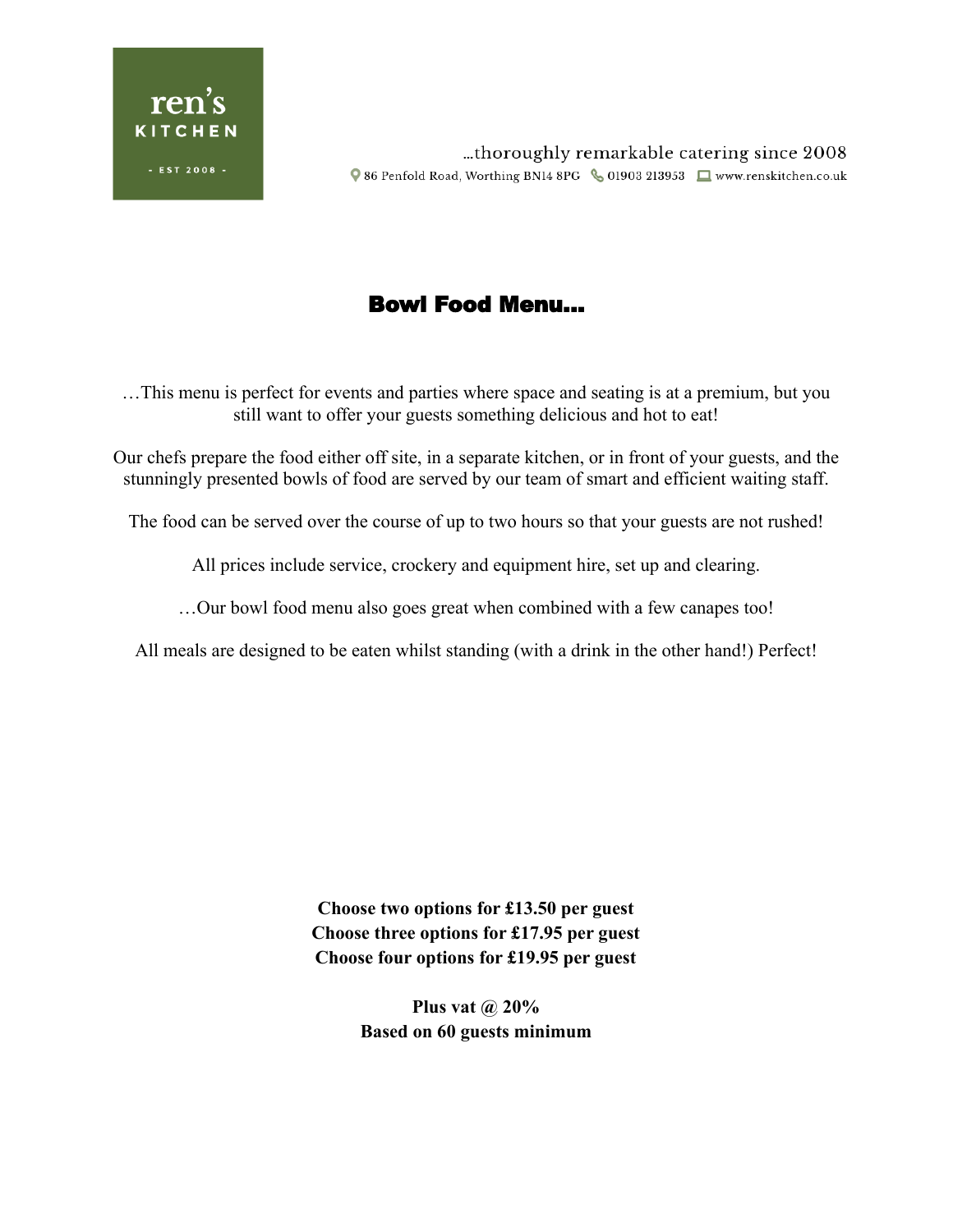ren's KITCHEN - EST 2008 -

…thoroughly remarkable catering since 2008

86 Penfold Road, Worthing BN14 8PG 01903 213953 www.renskitchen.co.uk

# Bowl Food Menu…

…This menu is perfect for events and parties where space and seating is at a premium, but you still want to offer your guests something delicious and hot to eat!

Our chefs prepare the food either off site, in a separate kitchen, or in front of your guests, and the stunningly presented bowls of food are served by our team of smart and efficient waiting staff.

The food can be served over the course of up to two hours so that your guests are not rushed!

All prices include service, crockery and equipment hire, set up and clearing.

…Our bowl food menu also goes great when combined with a few canapes too!

All meals are designed to be eaten whilst standing (with a drink in the other hand!) Perfect!

**Choose two options for £13.50 per guest**
**Choose three options for £17.95 per guest**
**Choose four options for £19.95 per guest**

**Plus vat @ 20%**
**Based on 60 guests minimum**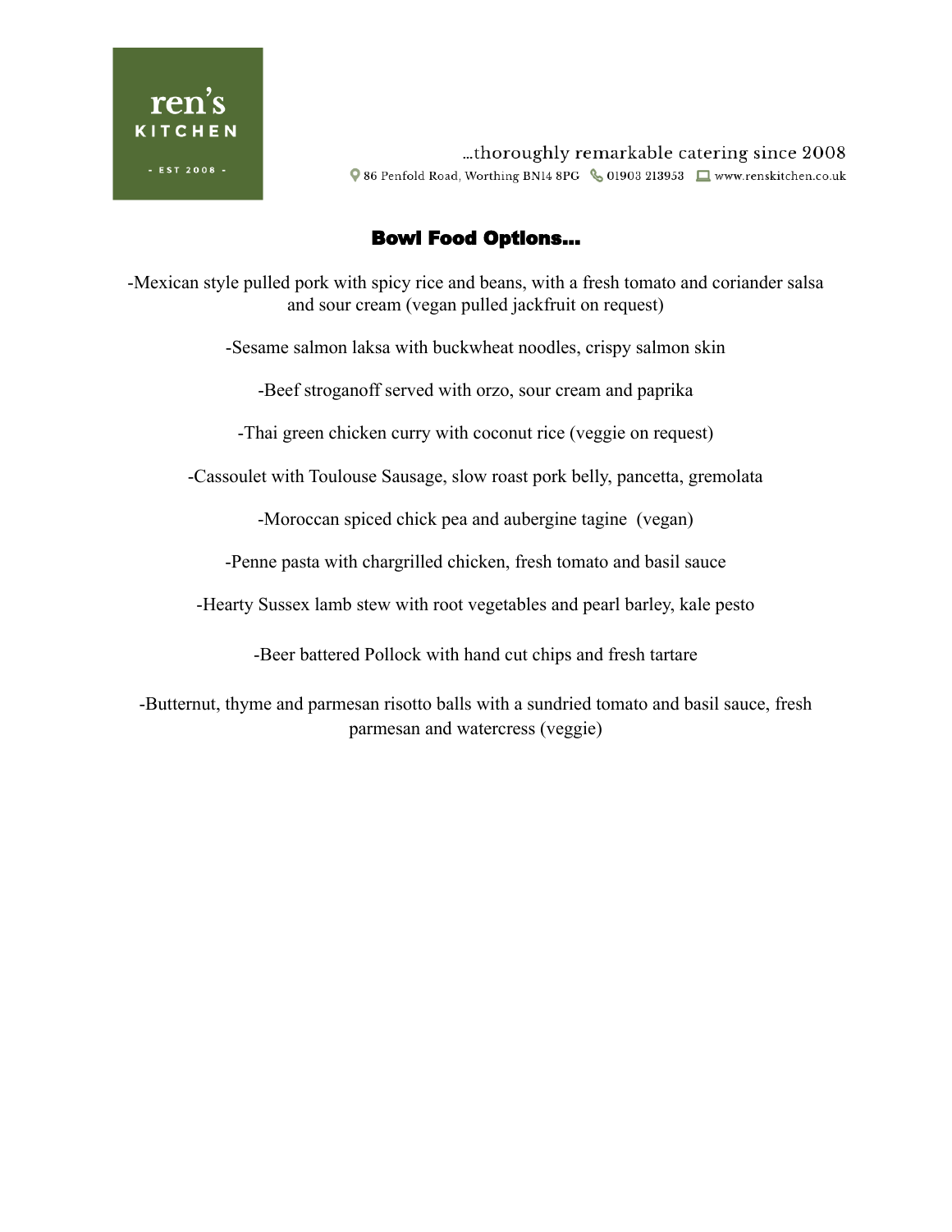ren's KITCHEN - EST 2008 -

…thoroughly remarkable catering since 2008

86 Penfold Road, Worthing BN14 8PG 01903 213953 www.renskitchen.co.uk

## Bowl Food Options…

-Mexican style pulled pork with spicy rice and beans, with a fresh tomato and coriander salsa and sour cream (vegan pulled jackfruit on request)

-Sesame salmon laksa with buckwheat noodles, crispy salmon skin

-Beef stroganoff served with orzo, sour cream and paprika

-Thai green chicken curry with coconut rice (veggie on request)

-Cassoulet with Toulouse Sausage, slow roast pork belly, pancetta, gremolata

-Moroccan spiced chick pea and aubergine tagine (vegan)

-Penne pasta with chargrilled chicken, fresh tomato and basil sauce

-Hearty Sussex lamb stew with root vegetables and pearl barley, kale pesto

-Beer battered Pollock with hand cut chips and fresh tartare

-Butternut, thyme and parmesan risotto balls with a sundried tomato and basil sauce, fresh parmesan and watercress (veggie)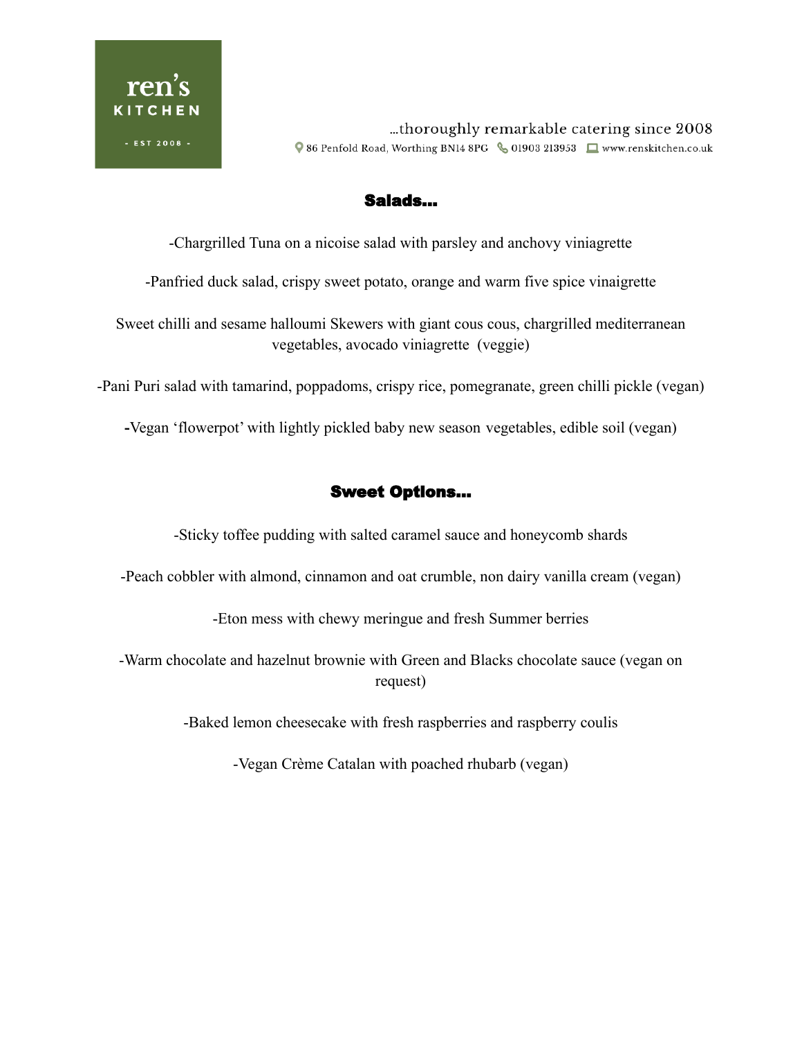ren's KITCHEN

- EST 2008 -

…thoroughly remarkable catering since 2008

86 Penfold Road, Worthing BN14 8PG   01903 213953   www.renskitchen.co.uk

## Salads…

-Chargrilled Tuna on a nicoise salad with parsley and anchovy viniagrette

-Panfried duck salad, crispy sweet potato, orange and warm five spice vinaigrette

Sweet chilli and sesame halloumi Skewers with giant cous cous, chargrilled mediterranean vegetables, avocado viniagrette (veggie)

-Pani Puri salad with tamarind, poppadoms, crispy rice, pomegranate, green chilli pickle (vegan)

-Vegan 'flowerpot' with lightly pickled baby new season vegetables, edible soil (vegan)

## Sweet Options…

-Sticky toffee pudding with salted caramel sauce and honeycomb shards

-Peach cobbler with almond, cinnamon and oat crumble, non dairy vanilla cream (vegan)

-Eton mess with chewy meringue and fresh Summer berries

-Warm chocolate and hazelnut brownie with Green and Blacks chocolate sauce (vegan on request)

-Baked lemon cheesecake with fresh raspberries and raspberry coulis

-Vegan Crème Catalan with poached rhubarb (vegan)